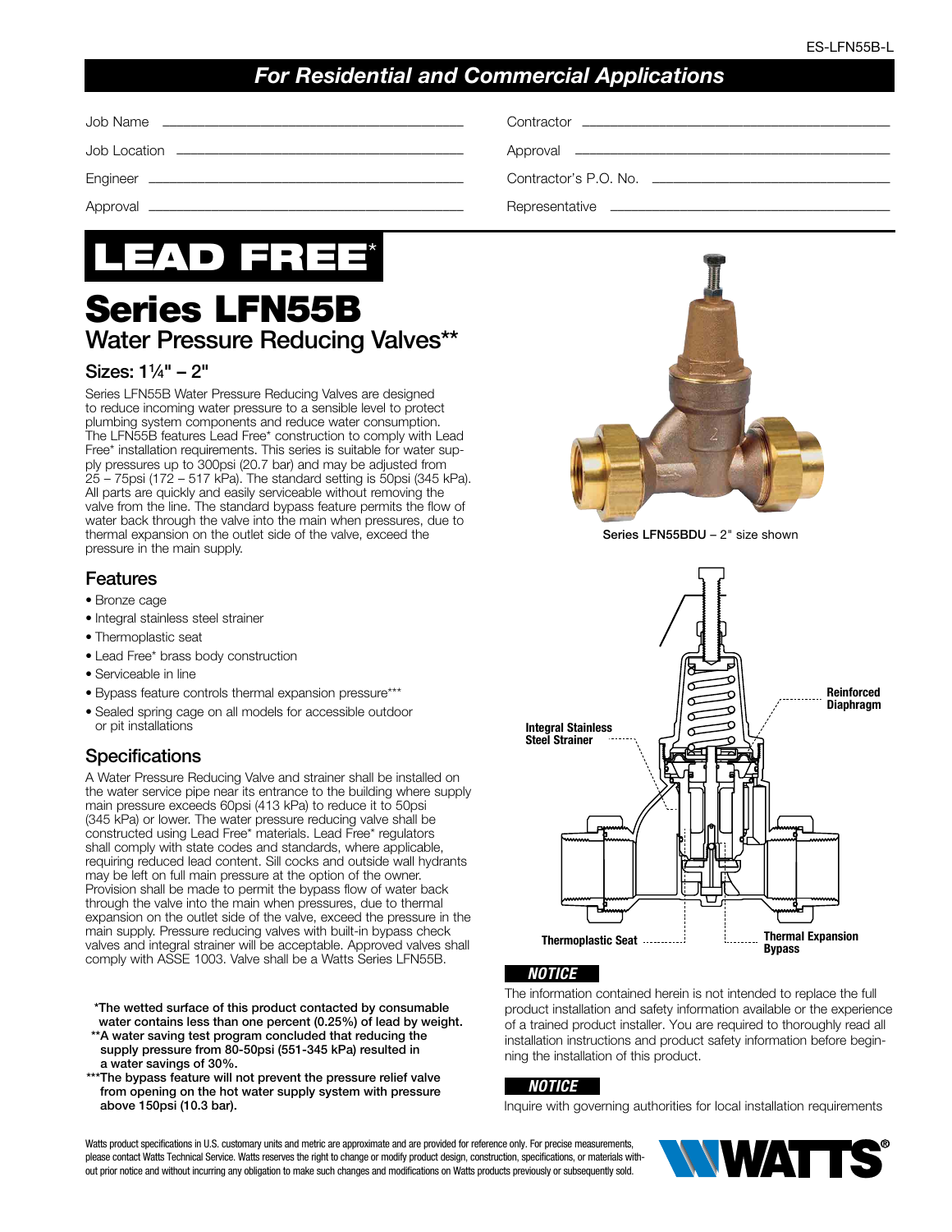ES-LFN55B-L

*For Residential and Commercial Applications*

Job Name ______________________ Contractor ______________________

Job Location ______________________ Approval ______________________

Engineer ______________________ Contractor's P.O. No. ______________________

Approval ______________________ Representative ______________________

**LEAD FREE***

# Series LFN55B

## Water Pressure Reducing Valves**

### Sizes: 1¼" – 2"

Series LFN55B Water Pressure Reducing Valves are designed to reduce incoming water pressure to a sensible level to protect plumbing system components and reduce water consumption. The LFN55B features Lead Free* construction to comply with Lead Free* installation requirements. This series is suitable for water supply pressures up to 300psi (20.7 bar) and may be adjusted from 25 – 75psi (172 – 517 kPa). The standard setting is 50psi (345 kPa). All parts are quickly and easily serviceable without removing the valve from the line. The standard bypass feature permits the flow of water back through the valve into the main when pressures, due to thermal expansion on the outlet side of the valve, exceed the pressure in the main supply.

### Features

- Bronze cage
- Integral stainless steel strainer
- Thermoplastic seat
- Lead Free* brass body construction
- Serviceable in line
- Bypass feature controls thermal expansion pressure***
- Sealed spring cage on all models for accessible outdoor or pit installations

### Specifications

A Water Pressure Reducing Valve and strainer shall be installed on the water service pipe near its entrance to the building where supply main pressure exceeds 60psi (413 kPa) to reduce it to 50psi (345 kPa) or lower. The water pressure reducing valve shall be constructed using Lead Free* materials. Lead Free* regulators shall comply with state codes and standards, where applicable, requiring reduced lead content. Sill cocks and outside wall hydrants may be left on full main pressure at the option of the owner. Provision shall be made to permit the bypass flow of water back through the valve into the main when pressures, due to thermal expansion on the outlet side of the valve, exceed the pressure in the main supply. Pressure reducing valves with built-in bypass check valves and integral strainer will be acceptable. Approved valves shall comply with ASSE 1003. Valve shall be a Watts Series LFN55B.

**\*The wetted surface of this product contacted by consumable water contains less than one percent (0.25%) of lead by weight.**
**\*\*A water saving test program concluded that reducing the supply pressure from 80-50psi (551-345 kPa) resulted in a water savings of 30%.**
**\*\*\*The bypass feature will not prevent the pressure relief valve from opening on the hot water supply system with pressure above 150psi (10.3 bar).**

Series LFN55BDU – 2" size shown

Reinforced Diaphragm

Integral Stainless Steel Strainer

Thermoplastic Seat

Thermal Expansion Bypass

***NOTICE***

The information contained herein is not intended to replace the full product installation and safety information available or the experience of a trained product installer. You are required to thoroughly read all installation instructions and product safety information before beginning the installation of this product.

***NOTICE***

Inquire with governing authorities for local installation requirements

Watts product specifications in U.S. customary units and metric are approximate and are provided for reference only. For precise measurements, please contact Watts Technical Service. Watts reserves the right to change or modify product design, construction, specifications, or materials without prior notice and without incurring any obligation to make such changes and modifications on Watts products previously or subsequently sold.

WATTS®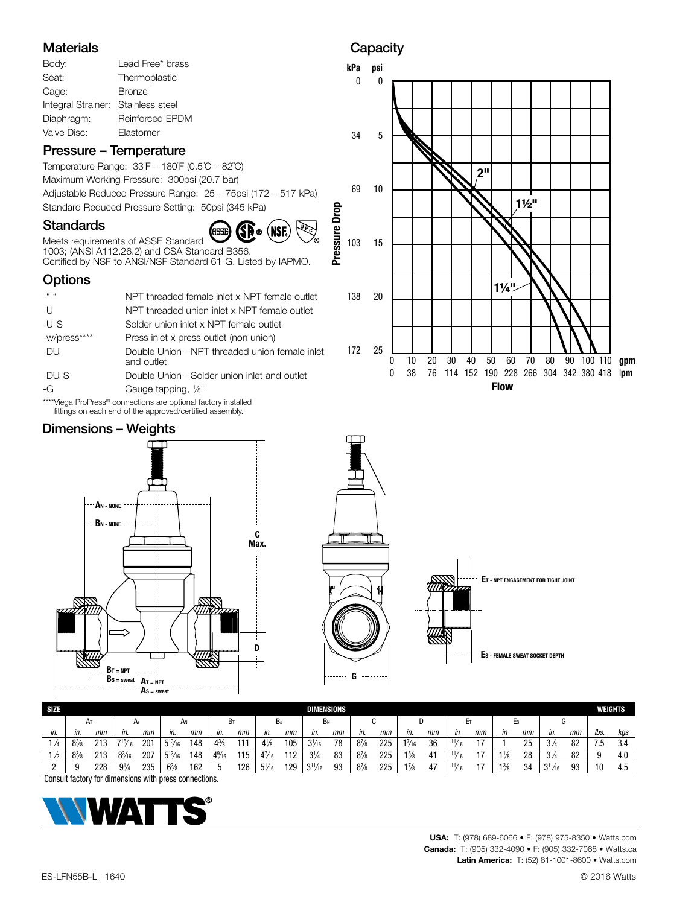## Materials

| | |
|---|---|
| Body: | Lead Free* brass |
| Seat: | Thermoplastic |
| Cage: | Bronze |
| Integral Strainer: | Stainless steel |
| Diaphragm: | Reinforced EPDM |
| Valve Disc: | Elastomer |

## Pressure – Temperature

Temperature Range: 33°F – 180°F (0.5°C – 82°C)
Maximum Working Pressure: 300psi (20.7 bar)
Adjustable Reduced Pressure Range: 25 – 75psi (172 – 517 kPa)
Standard Reduced Pressure Setting: 50psi (345 kPa)

## Standards

Meets requirements of ASSE Standard 1003; (ANSI A112.26.2) and CSA Standard B356.
Certified by NSF to ANSI/NSF Standard 61-G. Listed by IAPMO.

## Options

| | |
|---|---|
| -" " | NPT threaded female inlet x NPT female outlet |
| -U | NPT threaded union inlet x NPT female outlet |
| -U-S | Solder union inlet x NPT female outlet |
| -w/press**** | Press inlet x press outlet (non union) |
| -DU | Double Union - NPT threaded union female inlet and outlet |
| -DU-S | Double Union - Solder union inlet and outlet |
| -G | Gauge tapping, ⅛" |

****Viega ProPress® connections are optional factory installed fittings on each end of the approved/certified assembly.

## Capacity

kPa psi
0 0
34 5
69 10
103 15
138 20
172 25
Pressure Drop
2"
1½"
1¼"
0 10 20 30 40 50 60 70 80 90 100 110 gpm
0 38 76 114 152 190 228 266 304 342 380 418 lpm
Flow

## Dimensions – Weights

AN - NONE
BN - NONE
C Max.
D
BT = NPT
BS = sweat
AT = NPT
AS = sweat
G
ET - NPT ENGAGEMENT FOR TIGHT JOINT
ES - FEMALE SWEAT SOCKET DEPTH

| SIZE | DIMENSIONS | | | | | | | | | | | | | | | | | | | | | | WEIGHTS | |
|---|---|---|---|---|---|---|---|---|---|---|---|---|---|---|---|---|---|---|---|---|---|---|---|---|
| | $A_T$ | | $A_S$ | | $A_N$ | | $B_T$ | | $B_S$ | | $B_N$ | | C | | D | | $E_T$ | | $E_S$ | | G | | | |
| in. | in. | mm | in. | mm | in. | mm | in. | mm | in. | mm | in. | mm | in. | mm | in. | mm | in | mm | in | mm | in. | mm | lbs. | kgs |
| 1¼ | 8⅜ | 213 | 7¹⁵⁄₁₆ | 201 | 5¹³⁄₁₆ | 148 | 4⅜ | 111 | 4⅛ | 105 | 3¹⁄₁₆ | 78 | 8⅞ | 225 | 1⁷⁄₁₆ | 36 | ¹¹⁄₁₆ | 17 | 1 | 25 | 3¼ | 82 | 7.5 | 3.4 |
| 1½ | 8⅜ | 213 | 8³⁄₁₆ | 207 | 5¹³⁄₁₆ | 148 | 4⁹⁄₁₆ | 115 | 4⁷⁄₁₆ | 112 | 3¼ | 83 | 8⅞ | 225 | 1⅝ | 41 | ¹¹⁄₁₆ | 17 | 1⅛ | 28 | 3¼ | 82 | 9 | 4.0 |
| 2 | 9 | 228 | 9¼ | 235 | 6⅜ | 162 | 5 | 126 | 5¹⁄₁₆ | 129 | 3¹¹⁄₁₆ | 93 | 8⅞ | 225 | 1⅞ | 47 | ¹¹⁄₁₆ | 17 | 1⅜ | 34 | 3¹¹⁄₁₆ | 93 | 10 | 4.5 |

Consult factory for dimensions with press connections.

WATTS®

**USA:** T: (978) 689-6066 • F: (978) 975-8350 • Watts.com
**Canada:** T: (905) 332-4090 • F: (905) 332-7068 • Watts.ca
**Latin America:** T: (52) 81-1001-8600 • Watts.com

ES-LFN55B-L 1640 © 2016 Watts